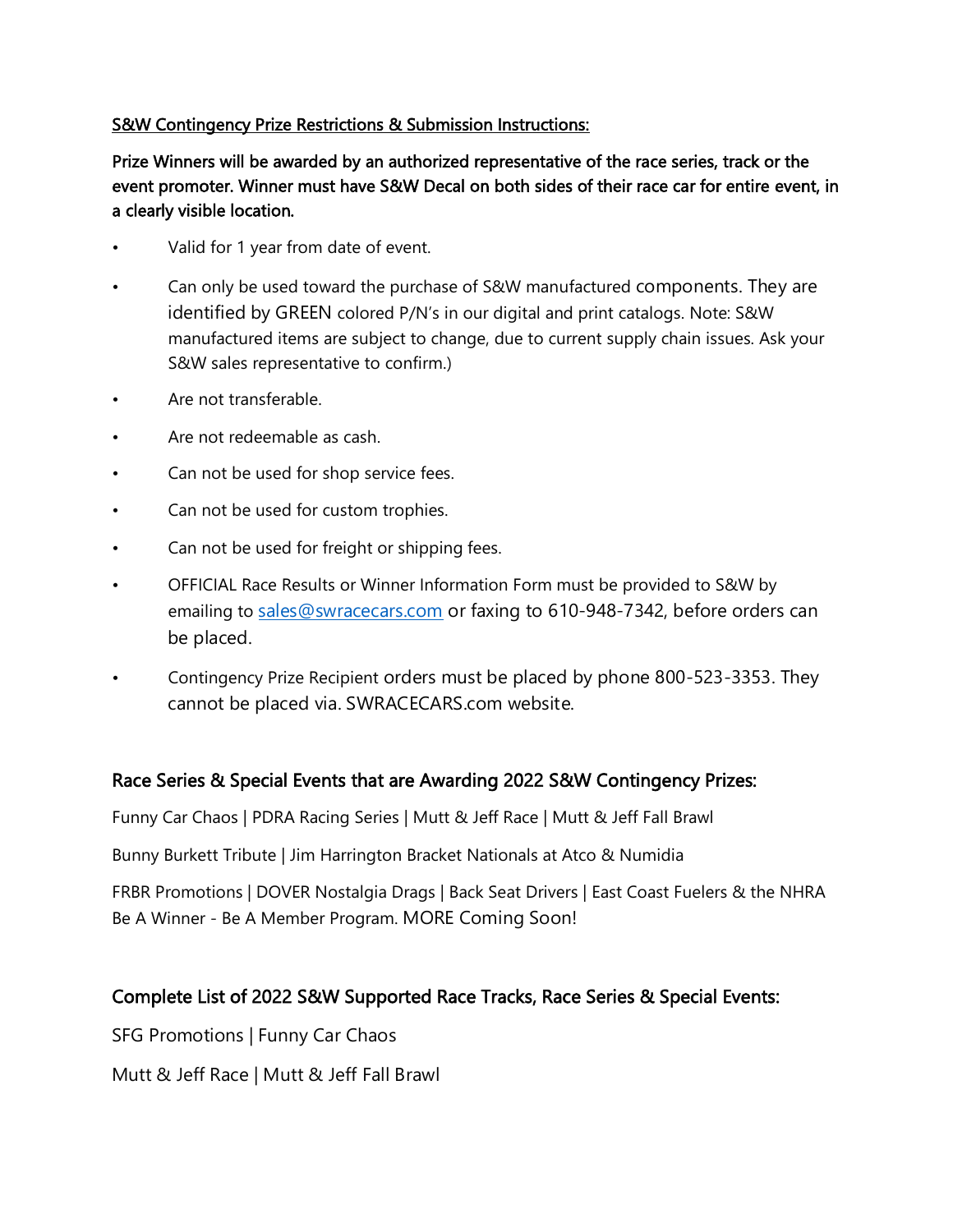**S&W Contingency Prize Restrictions & Submission Instructions:**

**Prize Winners will be awarded by an authorized representative of the race series, track or the event promoter. Winner must have S&W Decal on both sides of their race car for entire event, in a clearly visible location.**

- Valid for 1 year from date of event.
- Can only be used toward the purchase of S&W manufactured components. They are identified by GREEN colored P/N's in our digital and print catalogs. Note: S&W manufactured items are subject to change, due to current supply chain issues. Ask your S&W sales representative to confirm.)
- Are not transferable.
- Are not redeemable as cash.
- Can not be used for shop service fees.
- Can not be used for custom trophies.
- Can not be used for freight or shipping fees.
- OFFICIAL Race Results or Winner Information Form must be provided to S&W by emailing to sales@swracecars.com or faxing to 610-948-7342, before orders can be placed.
- Contingency Prize Recipient orders must be placed by phone 800-523-3353. They cannot be placed via. SWRACECARS.com website.

## Race Series & Special Events that are Awarding 2022 S&W Contingency Prizes:

Funny Car Chaos | PDRA Racing Series | Mutt & Jeff Race | Mutt & Jeff Fall Brawl

Bunny Burkett Tribute | Jim Harrington Bracket Nationals at Atco & Numidia

FRBR Promotions | DOVER Nostalgia Drags | Back Seat Drivers | East Coast Fuelers & the NHRA Be A Winner - Be A Member Program. MORE Coming Soon!

## Complete List of 2022 S&W Supported Race Tracks, Race Series & Special Events:

SFG Promotions | Funny Car Chaos

Mutt & Jeff Race | Mutt & Jeff Fall Brawl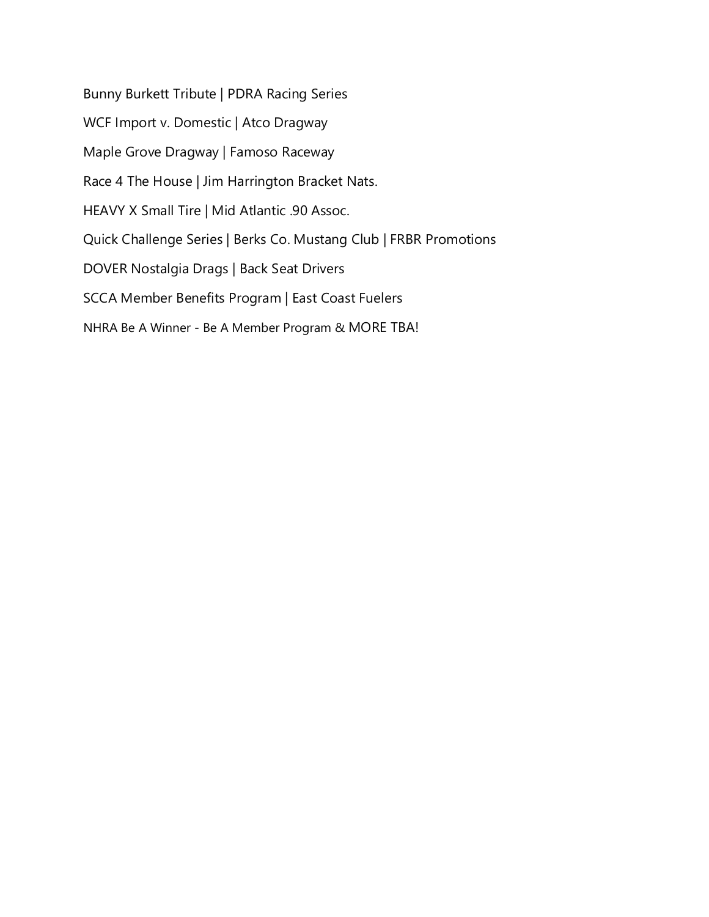Bunny Burkett Tribute | PDRA Racing Series

WCF Import v. Domestic | Atco Dragway

Maple Grove Dragway | Famoso Raceway

Race 4 The House | Jim Harrington Bracket Nats.

HEAVY X Small Tire | Mid Atlantic .90 Assoc.

Quick Challenge Series | Berks Co. Mustang Club | FRBR Promotions

DOVER Nostalgia Drags | Back Seat Drivers

SCCA Member Benefits Program | East Coast Fuelers

NHRA Be A Winner - Be A Member Program & MORE TBA!